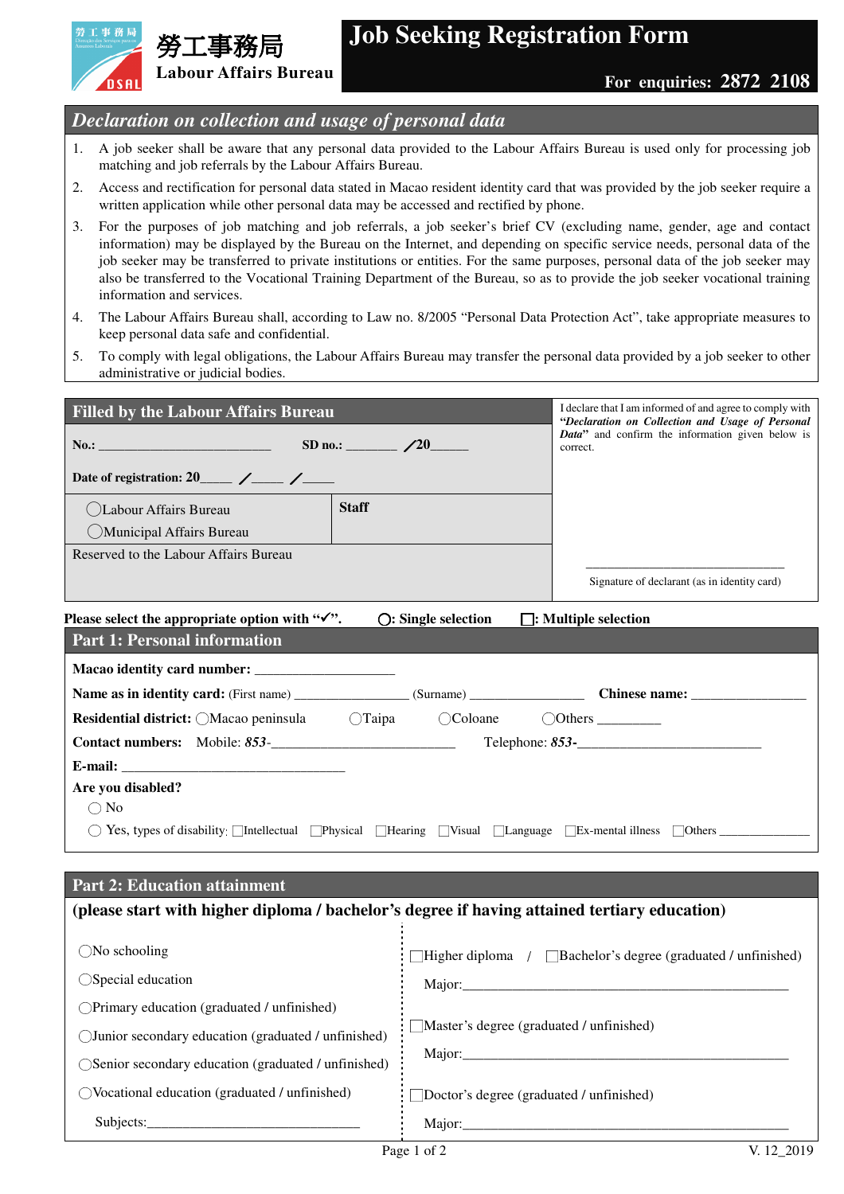勞工事務局
**Labour Affairs Bureau**

# Job Seeking Registration Form

**For enquiries: 2872 2108**

## *Declaration on collection and usage of personal data*

1. A job seeker shall be aware that any personal data provided to the Labour Affairs Bureau is used only for processing job matching and job referrals by the Labour Affairs Bureau.
2. Access and rectification for personal data stated in Macao resident identity card that was provided by the job seeker require a written application while other personal data may be accessed and rectified by phone.
3. For the purposes of job matching and job referrals, a job seeker's brief CV (excluding name, gender, age and contact information) may be displayed by the Bureau on the Internet, and depending on specific service needs, personal data of the job seeker may be transferred to private institutions or entities. For the same purposes, personal data of the job seeker may also be transferred to the Vocational Training Department of the Bureau, so as to provide the job seeker vocational training information and services.
4. The Labour Affairs Bureau shall, according to Law no. 8/2005 "Personal Data Protection Act", take appropriate measures to keep personal data safe and confidential.
5. To comply with legal obligations, the Labour Affairs Bureau may transfer the personal data provided by a job seeker to other administrative or judicial bodies.

## Filled by the Labour Affairs Bureau

**No.:** __________________________ **SD no.:** _______ / 20______

**Date of registration: 20**_____ / _____ / _____

◯Labour Affairs Bureau
◯Municipal Affairs Bureau

**Staff**

Reserved to the Labour Affairs Bureau

I declare that I am informed of and agree to comply with ***"Declaration on Collection and Usage of Personal Data"*** and confirm the information given below is correct.

______________________________
Signature of declarant (as in identity card)

**Please select the appropriate option with "✓".** ◯**: Single selection** ☐**: Multiple selection**

## Part 1: Personal information

**Macao identity card number:** ____________________

**Name as in identity card:** (First name) ________________ (Surname) ________________ **Chinese name:** ________________

**Residential district:** ◯Macao peninsula ◯Taipa ◯Coloane ◯Others _________

**Contact numbers:** Mobile: *853*-__________________________ Telephone: *853*-__________________________

**E-mail:** ________________________________

**Are you disabled?**

◯ No

◯ Yes, types of disability: ☐Intellectual ☐Physical ☐Hearing ☐Visual ☐Language ☐Ex-mental illness ☐Others _____________

## Part 2: Education attainment

**(please start with higher diploma / bachelor's degree if having attained tertiary education)**

◯No schooling

◯Special education

◯Primary education (graduated / unfinished)

◯Junior secondary education (graduated / unfinished)

◯Senior secondary education (graduated / unfinished)

◯Vocational education (graduated / unfinished)

Subjects:______________________________

☐Higher diploma / ☐Bachelor's degree (graduated / unfinished)

Major:______________________________________________

☐Master's degree (graduated / unfinished)

Major:______________________________________________

☐Doctor's degree (graduated / unfinished)

Major:______________________________________________

V. 12_2019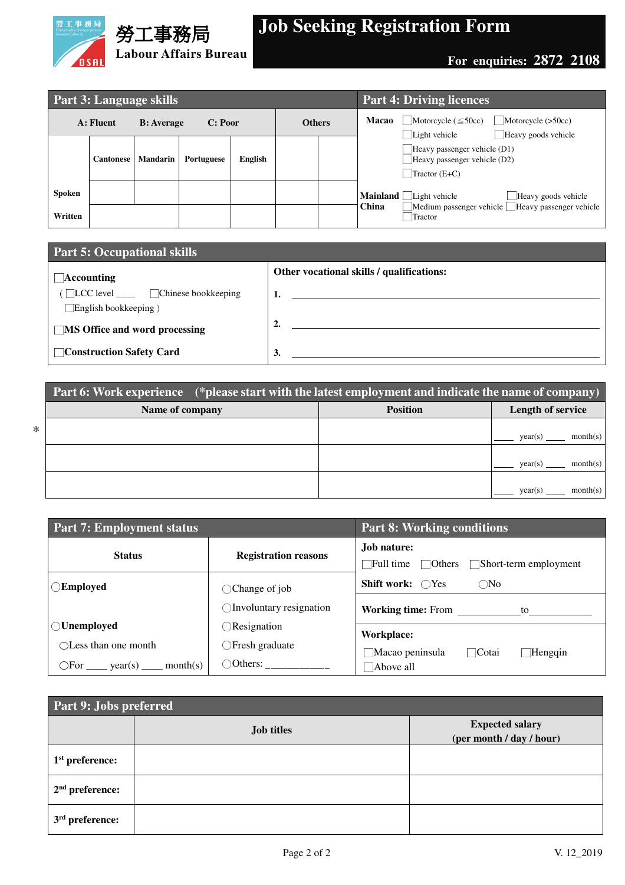勞工事務局
**Labour Affairs Bureau**

# Job Seeking Registration Form

**For enquiries: 2872 2108**

## Part 3: Language skills

| | A: Fluent | B: Average | C: Poor | | Others | |
|---|---|---|---|---|---|---|
| | Cantonese | Mandarin | Portuguese | English | | |
| Spoken | | | | | | |
| Written | | | | | | |

## Part 4: Driving licences

**Macao**
☐ Motorcycle (≤50cc) ☐ Motorcycle (>50cc)
☐ Light vehicle ☐ Heavy goods vehicle
☐ Heavy passenger vehicle (D1)
☐ Heavy passenger vehicle (D2)
☐ Tractor (E+C)

**Mainland China**
☐ Light vehicle ☐ Heavy goods vehicle
☐ Medium passenger vehicle ☐ Heavy passenger vehicle
☐ Tractor

## Part 5: Occupational skills

☐ **Accounting**
( ☐ LCC level ____ ☐ Chinese bookkeeping
☐ English bookkeeping )

☐ **MS Office and word processing**

☐ **Construction Safety Card**

**Other vocational skills / qualifications:**

**1.** ____________________

**2.** ____________________

**3.** ____________________

## Part 6: Work experience (*please start with the latest employment and indicate the name of company)

| | Name of company | Position | Length of service |
|---|---|---|---|
| * | | | ____ year(s) ____ month(s) |
| | | | ____ year(s) ____ month(s) |
| | | | ____ year(s) ____ month(s) |

## Part 7: Employment status

| Status | Registration reasons |
|---|---|
| ◯ **Employed** | ◯ Change of job |
| | ◯ Involuntary resignation |
| ◯ **Unemployed** | ◯ Resignation |
| ◯ Less than one month | ◯ Fresh graduate |
| ◯ For ____ year(s) ____ month(s) | ◯ Others: __________ |

## Part 8: Working conditions

**Job nature:**
☐ Full time ☐ Others ☐ Short-term employment

**Shift work:** ◯ Yes ◯ No

**Working time:** From __________ to __________

**Workplace:**
☐ Macao peninsula ☐ Cotai ☐ Hengqin
☐ Above all

## Part 9: Jobs preferred

| | Job titles | Expected salary (per month / day / hour) |
|---|---|---|
| **1st preference:** | | |
| **2nd preference:** | | |
| **3rd preference:** | | |

V. 12_2019